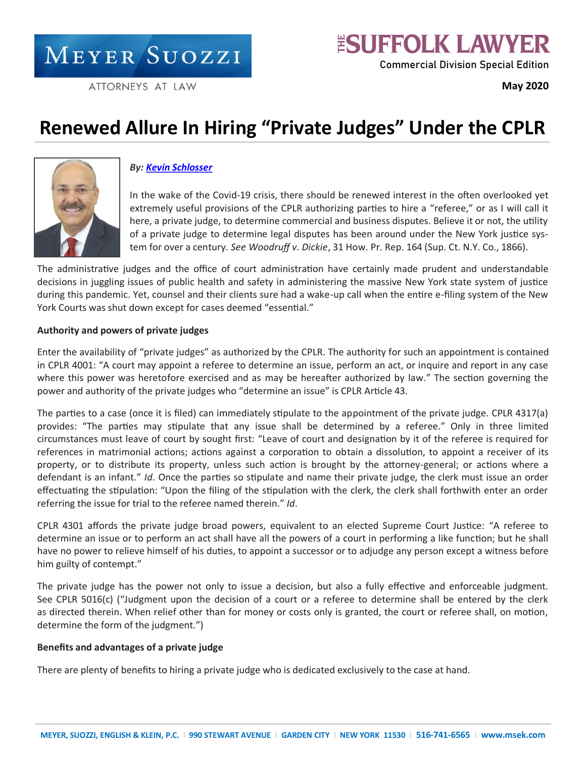# Renewed Allure In Hiring "Private Judges" Under the CPLR

***By: Kevin Schlosser***

In the wake of the Covid-19 crisis, there should be renewed interest in the often overlooked yet extremely useful provisions of the CPLR authorizing parties to hire a "referee," or as I will call it here, a private judge, to determine commercial and business disputes. Believe it or not, the utility of a private judge to determine legal disputes has been around under the New York justice system for over a century. *See Woodruff v. Dickie*, 31 How. Pr. Rep. 164 (Sup. Ct. N.Y. Co., 1866).

The administrative judges and the office of court administration have certainly made prudent and understandable decisions in juggling issues of public health and safety in administering the massive New York state system of justice during this pandemic. Yet, counsel and their clients sure had a wake-up call when the entire e-filing system of the New York Courts was shut down except for cases deemed "essential."

**Authority and powers of private judges**

Enter the availability of "private judges" as authorized by the CPLR. The authority for such an appointment is contained in CPLR 4001: "A court may appoint a referee to determine an issue, perform an act, or inquire and report in any case where this power was heretofore exercised and as may be hereafter authorized by law." The section governing the power and authority of the private judges who "determine an issue" is CPLR Article 43.

The parties to a case (once it is filed) can immediately stipulate to the appointment of the private judge. CPLR 4317(a) provides: "The parties may stipulate that any issue shall be determined by a referee." Only in three limited circumstances must leave of court by sought first: "Leave of court and designation by it of the referee is required for references in matrimonial actions; actions against a corporation to obtain a dissolution, to appoint a receiver of its property, or to distribute its property, unless such action is brought by the attorney-general; or actions where a defendant is an infant." *Id*. Once the parties so stipulate and name their private judge, the clerk must issue an order effectuating the stipulation: "Upon the filing of the stipulation with the clerk, the clerk shall forthwith enter an order referring the issue for trial to the referee named therein." *Id*.

CPLR 4301 affords the private judge broad powers, equivalent to an elected Supreme Court Justice: "A referee to determine an issue or to perform an act shall have all the powers of a court in performing a like function; but he shall have no power to relieve himself of his duties, to appoint a successor or to adjudge any person except a witness before him guilty of contempt."

The private judge has the power not only to issue a decision, but also a fully effective and enforceable judgment. See CPLR 5016(c) ("Judgment upon the decision of a court or a referee to determine shall be entered by the clerk as directed therein. When relief other than for money or costs only is granted, the court or referee shall, on motion, determine the form of the judgment.")

**Benefits and advantages of a private judge**

There are plenty of benefits to hiring a private judge who is dedicated exclusively to the case at hand.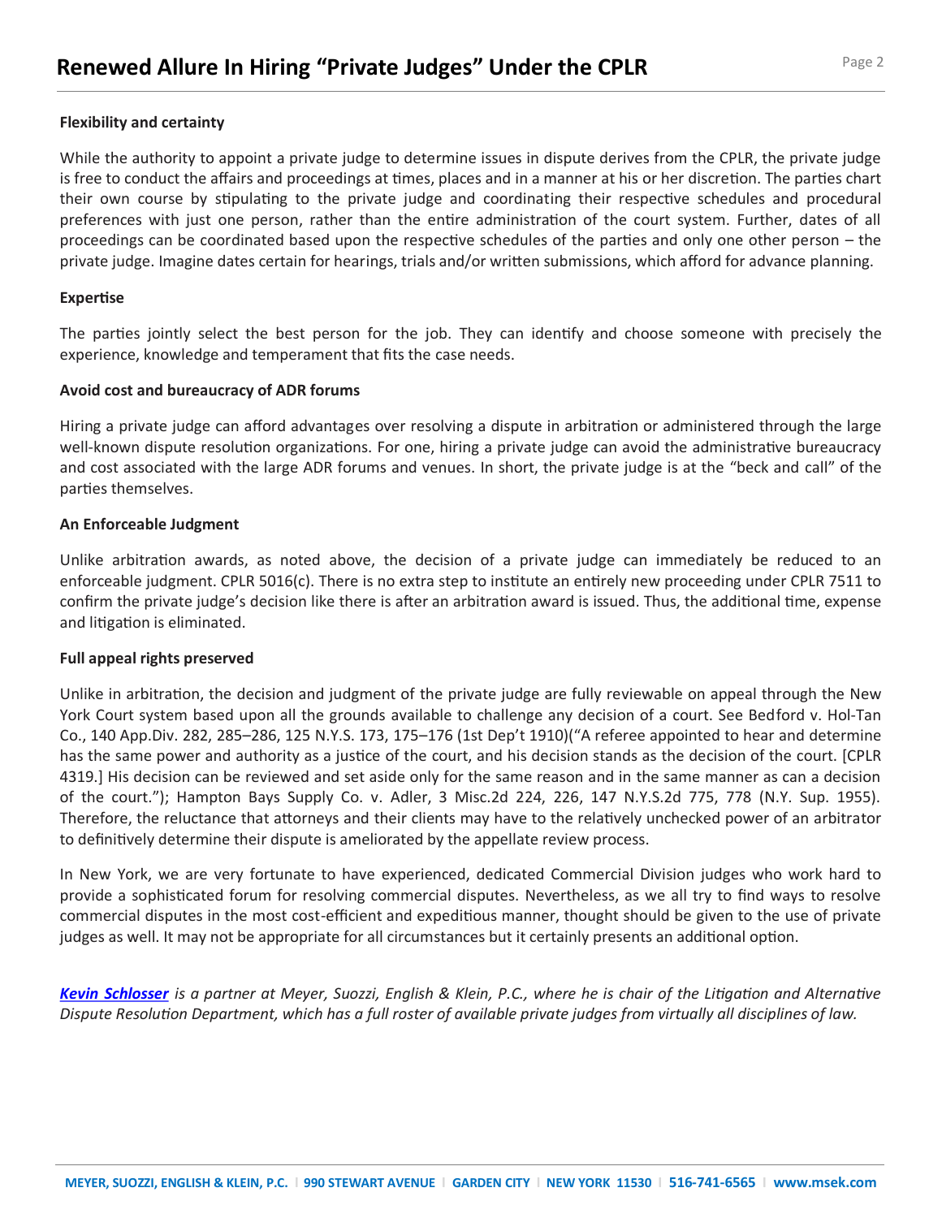**Flexibility and certainty**

While the authority to appoint a private judge to determine issues in dispute derives from the CPLR, the private judge is free to conduct the affairs and proceedings at times, places and in a manner at his or her discretion. The parties chart their own course by stipulating to the private judge and coordinating their respective schedules and procedural preferences with just one person, rather than the entire administration of the court system. Further, dates of all proceedings can be coordinated based upon the respective schedules of the parties and only one other person – the private judge. Imagine dates certain for hearings, trials and/or written submissions, which afford for advance planning.

**Expertise**

The parties jointly select the best person for the job. They can identify and choose someone with precisely the experience, knowledge and temperament that fits the case needs.

**Avoid cost and bureaucracy of ADR forums**

Hiring a private judge can afford advantages over resolving a dispute in arbitration or administered through the large well-known dispute resolution organizations. For one, hiring a private judge can avoid the administrative bureaucracy and cost associated with the large ADR forums and venues. In short, the private judge is at the "beck and call" of the parties themselves.

**An Enforceable Judgment**

Unlike arbitration awards, as noted above, the decision of a private judge can immediately be reduced to an enforceable judgment. CPLR 5016(c). There is no extra step to institute an entirely new proceeding under CPLR 7511 to confirm the private judge's decision like there is after an arbitration award is issued. Thus, the additional time, expense and litigation is eliminated.

**Full appeal rights preserved**

Unlike in arbitration, the decision and judgment of the private judge are fully reviewable on appeal through the New York Court system based upon all the grounds available to challenge any decision of a court. See Bedford v. Hol-Tan Co., 140 App.Div. 282, 285–286, 125 N.Y.S. 173, 175–176 (1st Dep't 1910)("A referee appointed to hear and determine has the same power and authority as a justice of the court, and his decision stands as the decision of the court. [CPLR 4319.] His decision can be reviewed and set aside only for the same reason and in the same manner as can a decision of the court."); Hampton Bays Supply Co. v. Adler, 3 Misc.2d 224, 226, 147 N.Y.S.2d 775, 778 (N.Y. Sup. 1955). Therefore, the reluctance that attorneys and their clients may have to the relatively unchecked power of an arbitrator to definitively determine their dispute is ameliorated by the appellate review process.

In New York, we are very fortunate to have experienced, dedicated Commercial Division judges who work hard to provide a sophisticated forum for resolving commercial disputes. Nevertheless, as we all try to find ways to resolve commercial disputes in the most cost-efficient and expeditious manner, thought should be given to the use of private judges as well. It may not be appropriate for all circumstances but it certainly presents an additional option.

***Kevin Schlosser*** *is a partner at Meyer, Suozzi, English & Klein, P.C., where he is chair of the Litigation and Alternative Dispute Resolution Department, which has a full roster of available private judges from virtually all disciplines of law.*